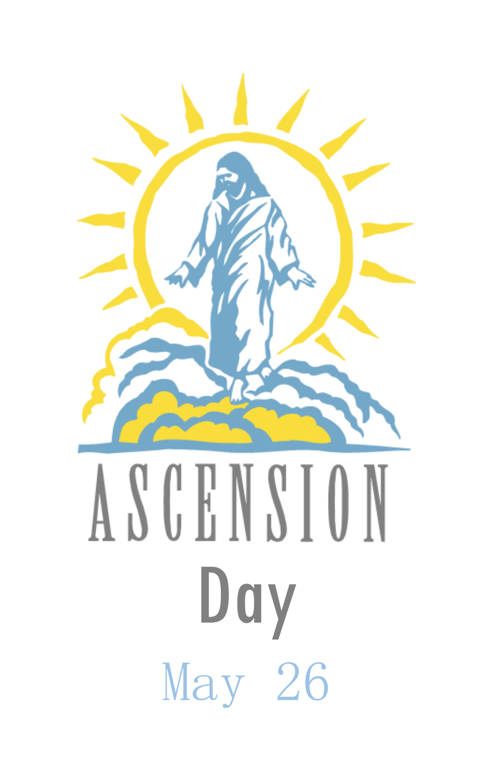# ASCENSION

## Day

May 26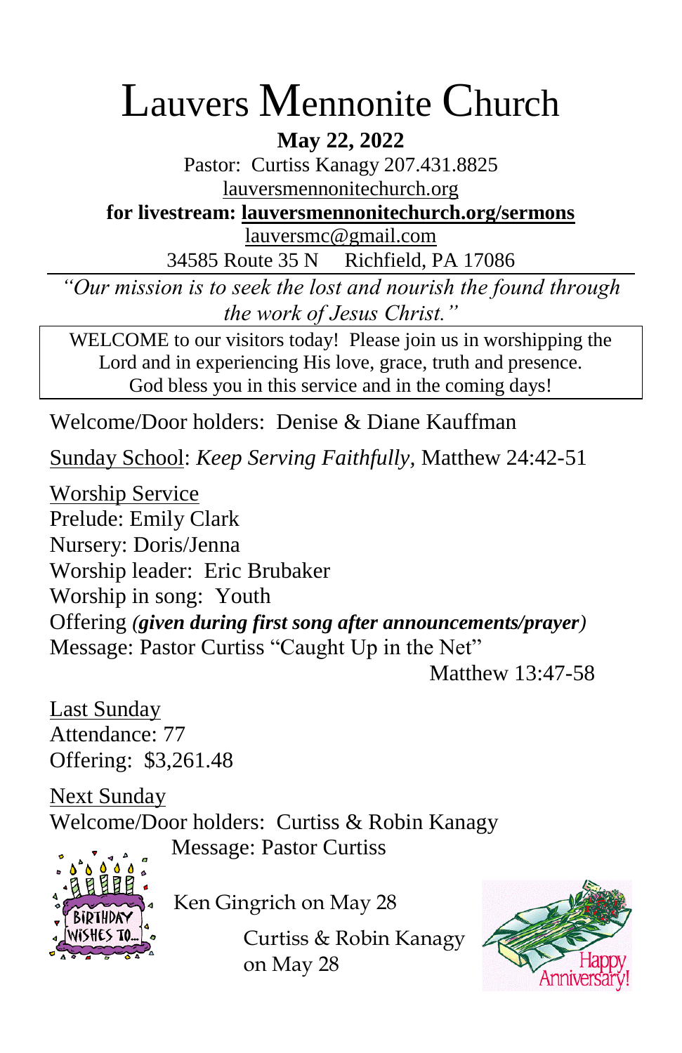# Lauvers Mennonite Church

**May 22, 2022**

Pastor: Curtiss Kanagy 207.431.8825

lauversmennonitechurch.org

**for livestream: lauversmennonitechurch.org/sermons**

lauversmc@gmail.com

34585 Route 35 N Richfield, PA 17086

---

*"Our mission is to seek the lost and nourish the found through the work of Jesus Christ."*

WELCOME to our visitors today! Please join us in worshipping the Lord and in experiencing His love, grace, truth and presence. God bless you in this service and in the coming days!

Welcome/Door holders: Denise & Diane Kauffman

Sunday School: *Keep Serving Faithfully,* Matthew 24:42-51

Worship Service

Prelude: Emily Clark

Nursery: Doris/Jenna

Worship leader: Eric Brubaker

Worship in song: Youth

Offering ***(given during first song after announcements/prayer)***

Message: Pastor Curtiss "Caught Up in the Net"
Matthew 13:47-58

Last Sunday

Attendance: 77

Offering: $3,261.48

Next Sunday

Welcome/Door holders: Curtiss & Robin Kanagy

Message: Pastor Curtiss

BIRTHDAY WISHES TO...

Ken Gingrich on May 28

Curtiss & Robin Kanagy on May 28

Happy Anniversary!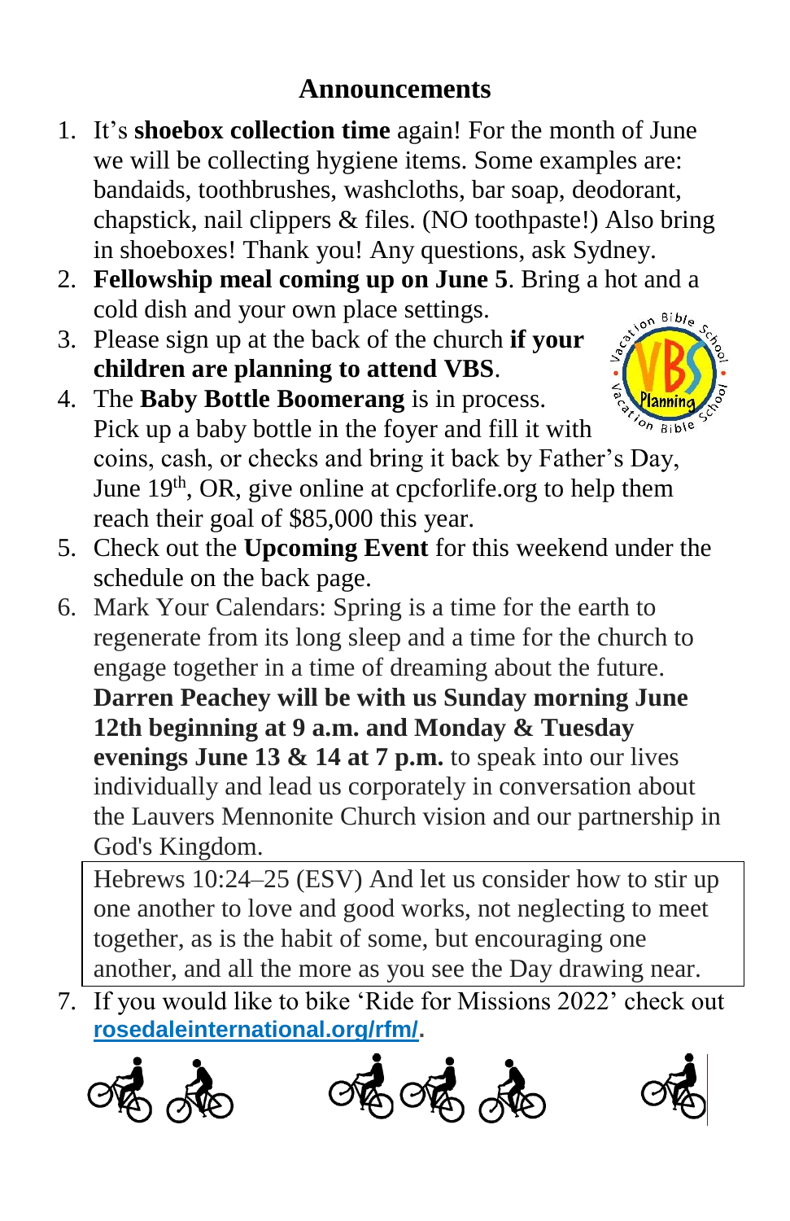## Announcements

1. It's **shoebox collection time** again! For the month of June we will be collecting hygiene items. Some examples are: bandaids, toothbrushes, washcloths, bar soap, deodorant, chapstick, nail clippers & files. (NO toothpaste!) Also bring in shoeboxes! Thank you! Any questions, ask Sydney.
2. **Fellowship meal coming up on June 5**. Bring a hot and a cold dish and your own place settings.
3. Please sign up at the back of the church **if your children are planning to attend VBS**.
4. The **Baby Bottle Boomerang** is in process. Pick up a baby bottle in the foyer and fill it with coins, cash, or checks and bring it back by Father's Day, June 19th, OR, give online at cpcforlife.org to help them reach their goal of $85,000 this year.
5. Check out the **Upcoming Event** for this weekend under the schedule on the back page.
6. Mark Your Calendars: Spring is a time for the earth to regenerate from its long sleep and a time for the church to engage together in a time of dreaming about the future. **Darren Peachey will be with us Sunday morning June 12th beginning at 9 a.m. and Monday & Tuesday evenings June 13 & 14 at 7 p.m.** to speak into our lives individually and lead us corporately in conversation about the Lauvers Mennonite Church vision and our partnership in God's Kingdom.

   > Hebrews 10:24–25 (ESV) And let us consider how to stir up one another to love and good works, not neglecting to meet together, as is the habit of some, but encouraging one another, and all the more as you see the Day drawing near.

7. If you would like to bike 'Ride for Missions 2022' check out **rosedaleinternational.org/rfm/**.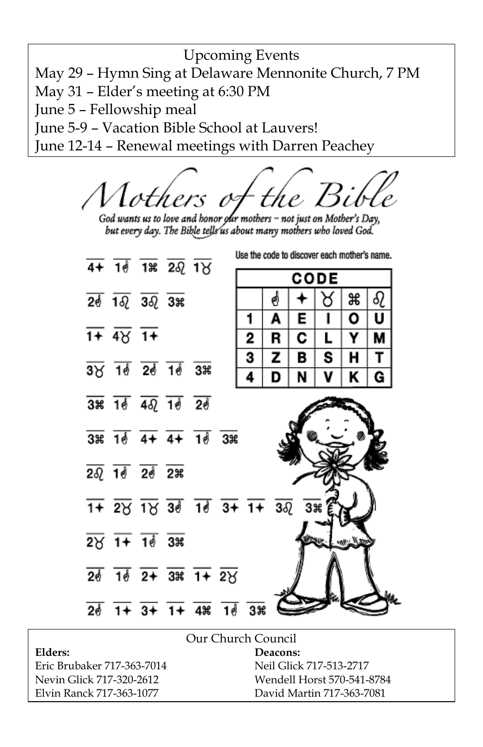Upcoming Events

May 29 – Hymn Sing at Delaware Mennonite Church, 7 PM
May 31 – Elder's meeting at 6:30 PM
June 5 – Fellowship meal
June 5-9 – Vacation Bible School at Lauvers!
June 12-14 – Renewal meetings with Darren Peachey

# Mothers of the Bible

*God wants us to love and honor our mothers – not just on Mother's Day, but every day. The Bible tells us about many mothers who loved God.*

Use the code to discover each mother's name.

4✦ 1☝ 1⌘ 2♌ 1♉

2☝ 1♌ 3♌ 3⌘

1✦ 4♉ 1✦

3♉ 1☝ 2☝ 1☝ 3⌘

3⌘ 1☝ 4♌ 1☝ 2☝

3⌘ 1☝ 4✦ 4✦ 1☝ 3⌘

2♌ 1☝ 2☝ 2⌘

1✦ 2♉ 1♉ 3☝ 1☝ 3✦ 1✦ 3♌ 3⌘

2♉ 1✦ 1☝ 3⌘

2☝ 1☝ 2✦ 3⌘ 1✦ 2♉

2☝ 1✦ 3✦ 1✦ 4⌘ 1☝ 3⌘

| CODE | | | | | |
|---|---|---|---|---|---|
| | ☝ | ✦ | ♉ | ⌘ | ♌ |
| 1 | A | E | I | O | U |
| 2 | R | C | L | Y | M |
| 3 | Z | B | S | H | T |
| 4 | D | N | V | K | G |

Our Church Council

**Elders:**
Eric Brubaker 717-363-7014
Nevin Glick 717-320-2612
Elvin Ranck 717-363-1077

**Deacons:**
Neil Glick 717-513-2717
Wendell Horst 570-541-8784
David Martin 717-363-7081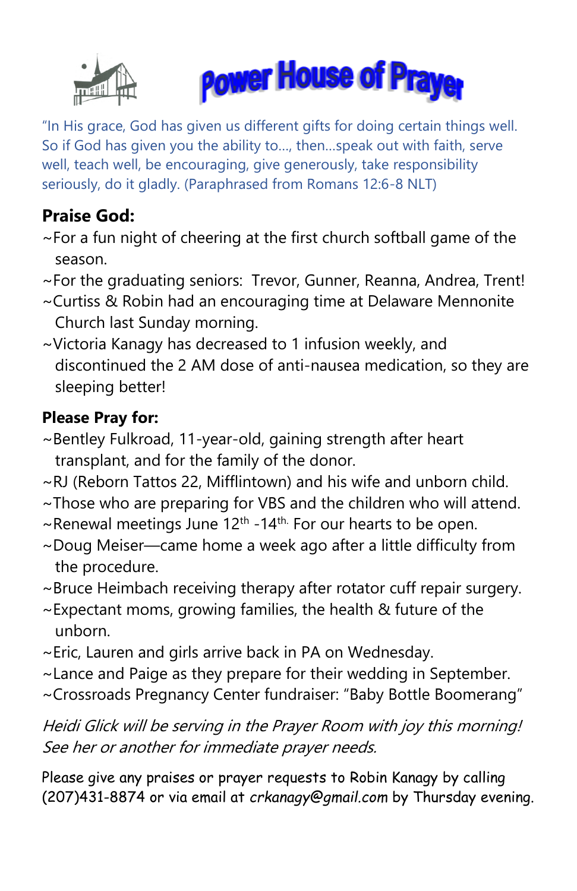# Power House of Prayer

"In His grace, God has given us different gifts for doing certain things well. So if God has given you the ability to..., then...speak out with faith, serve well, teach well, be encouraging, give generously, take responsibility seriously, do it gladly. (Paraphrased from Romans 12:6-8 NLT)

## Praise God:

~For a fun night of cheering at the first church softball game of the season.

~For the graduating seniors:  Trevor, Gunner, Reanna, Andrea, Trent!

~Curtiss & Robin had an encouraging time at Delaware Mennonite Church last Sunday morning.

~Victoria Kanagy has decreased to 1 infusion weekly, and discontinued the 2 AM dose of anti-nausea medication, so they are sleeping better!

## Please Pray for:

~Bentley Fulkroad, 11-year-old, gaining strength after heart transplant, and for the family of the donor.

~RJ (Reborn Tattos 22, Mifflintown) and his wife and unborn child.

~Those who are preparing for VBS and the children who will attend.

~Renewal meetings June 12th -14th. For our hearts to be open.

~Doug Meiser—came home a week ago after a little difficulty from the procedure.

~Bruce Heimbach receiving therapy after rotator cuff repair surgery.

~Expectant moms, growing families, the health & future of the unborn.

~Eric, Lauren and girls arrive back in PA on Wednesday.

~Lance and Paige as they prepare for their wedding in September.

~Crossroads Pregnancy Center fundraiser: "Baby Bottle Boomerang"

*Heidi Glick will be serving in the Prayer Room with joy this morning! See her or another for immediate prayer needs.*

Please give any praises or prayer requests to Robin Kanagy by calling (207)431-8874 or via email at *crkanagy@gmail.com* by Thursday evening.